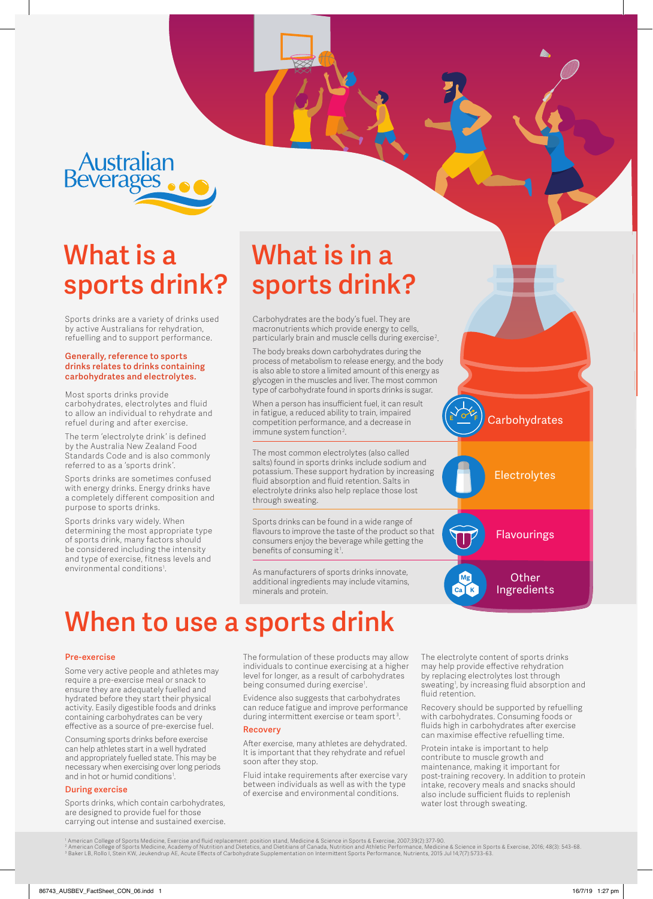Australian Beverages

# What is a sports drink?

Sports drinks are a variety of drinks used by active Australians for rehydration, refuelling and to support performance.

**Generally, reference to sports drinks relates to drinks containing carbohydrates and electrolytes.**

Most sports drinks provide carbohydrates, electrolytes and fluid to allow an individual to rehydrate and refuel during and after exercise.

The term 'electrolyte drink' is defined by the Australia New Zealand Food Standards Code and is also commonly referred to as a 'sports drink'.

Sports drinks are sometimes confused with energy drinks. Energy drinks have a completely different composition and purpose to sports drinks.

Sports drinks vary widely. When determining the most appropriate type of sports drink, many factors should be considered including the intensity and type of exercise, fitness levels and environmental conditions[1].

# What is in a sports drink?

### Carbohydrates

Carbohydrates are the body's fuel. They are macronutrients which provide energy to cells, particularly brain and muscle cells during exercise[2].

The body breaks down carbohydrates during the process of metabolism to release energy, and the body is also able to store a limited amount of this energy as glycogen in the muscles and liver. The most common type of carbohydrate found in sports drinks is sugar.

When a person has insufficient fuel, it can result in fatigue, a reduced ability to train, impaired competition performance, and a decrease in immune system function[2].

### Electrolytes

The most common electrolytes (also called salts) found in sports drinks include sodium and potassium. These support hydration by increasing fluid absorption and fluid retention. Salts in electrolyte drinks also help replace those lost through sweating.

### Flavourings

Sports drinks can be found in a wide range of flavours to improve the taste of the product so that consumers enjoy the beverage while getting the benefits of consuming it[1].

### Other Ingredients

As manufacturers of sports drinks innovate, additional ingredients may include vitamins, minerals and protein.

# When to use a sports drink

### Pre-exercise

Some very active people and athletes may require a pre-exercise meal or snack to ensure they are adequately fuelled and hydrated before they start their physical activity. Easily digestible foods and drinks containing carbohydrates can be very effective as a source of pre-exercise fuel.

Consuming sports drinks before exercise can help athletes start in a well hydrated and appropriately fuelled state. This may be necessary when exercising over long periods and in hot or humid conditions[1].

### During exercise

Sports drinks, which contain carbohydrates, are designed to provide fuel for those carrying out intense and sustained exercise.

The formulation of these products may allow individuals to continue exercising at a higher level for longer, as a result of carbohydrates being consumed during exercise[1].

Evidence also suggests that carbohydrates can reduce fatigue and improve performance during intermittent exercise or team sport[3].

### Recovery

After exercise, many athletes are dehydrated. It is important that they rehydrate and refuel soon after they stop.

Fluid intake requirements after exercise vary between individuals as well as with the type of exercise and environmental conditions.

The electrolyte content of sports drinks may help provide effective rehydration by replacing electrolytes lost through sweating[1], by increasing fluid absorption and fluid retention.

Recovery should be supported by refuelling with carbohydrates. Consuming foods or fluids high in carbohydrates after exercise can maximise effective refuelling time.

Protein intake is important to help contribute to muscle growth and maintenance, making it important for post-training recovery. In addition to protein intake, recovery meals and snacks should also include sufficient fluids to replenish water lost through sweating.

[1] American College of Sports Medicine, Exercise and fluid replacement: position stand, Medicine & Science in Sports & Exercise, 2007;39(2):377-90.
[2] American College of Sports Medicine, Academy of Nutrition and Dietetics, and Dietitians of Canada, Nutrition and Athletic Performance, Medicine & Science in Sports & Exercise, 2016; 48(3): 543-68.
[3] Baker LB, Rollo I, Stein KW, Jeukendrup AE, Acute Effects of Carbohydrate Supplementation on Intermittent Sports Performance, Nutrients, 2015 Jul 14;7(7):5733-63.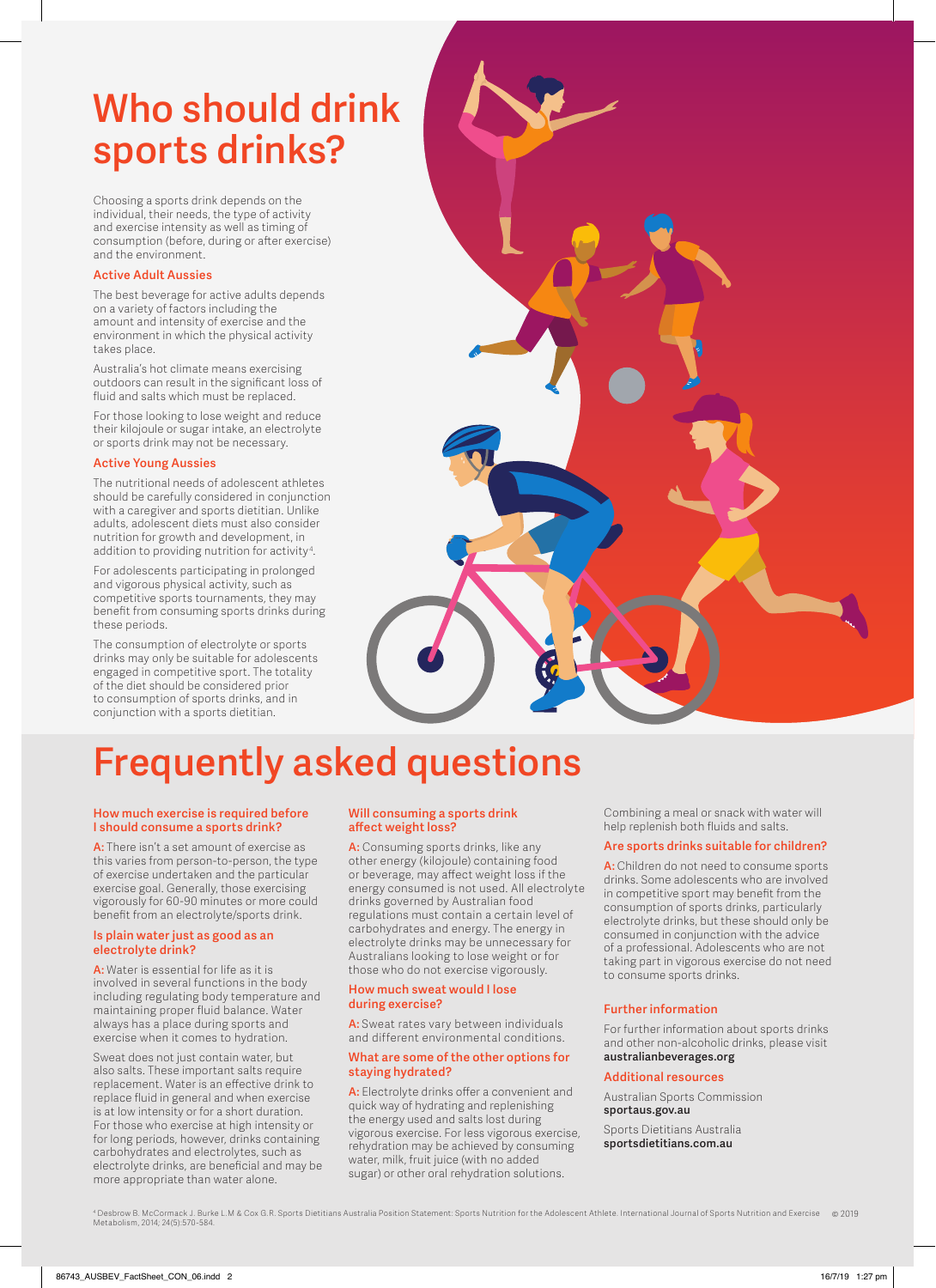# Who should drink sports drinks?

Choosing a sports drink depends on the individual, their needs, the type of activity and exercise intensity as well as timing of consumption (before, during or after exercise) and the environment.

### Active Adult Aussies

The best beverage for active adults depends on a variety of factors including the amount and intensity of exercise and the environment in which the physical activity takes place.

Australia's hot climate means exercising outdoors can result in the significant loss of fluid and salts which must be replaced.

For those looking to lose weight and reduce their kilojoule or sugar intake, an electrolyte or sports drink may not be necessary.

### Active Young Aussies

The nutritional needs of adolescent athletes should be carefully considered in conjunction with a caregiver and sports dietitian. Unlike adults, adolescent diets must also consider nutrition for growth and development, in addition to providing nutrition for activity[4].

For adolescents participating in prolonged and vigorous physical activity, such as competitive sports tournaments, they may benefit from consuming sports drinks during these periods.

The consumption of electrolyte or sports drinks may only be suitable for adolescents engaged in competitive sport. The totality of the diet should be considered prior to consumption of sports drinks, and in conjunction with a sports dietitian.

# Frequently asked questions

### How much exercise is required before I should consume a sports drink?

**A:** There isn't a set amount of exercise as this varies from person-to-person, the type of exercise undertaken and the particular exercise goal. Generally, those exercising vigorously for 60-90 minutes or more could benefit from an electrolyte/sports drink.

### Is plain water just as good as an electrolyte drink?

**A:** Water is essential for life as it is involved in several functions in the body including regulating body temperature and maintaining proper fluid balance. Water always has a place during sports and exercise when it comes to hydration.

Sweat does not just contain water, but also salts. These important salts require replacement. Water is an effective drink to replace fluid in general and when exercise is at low intensity or for a short duration. For those who exercise at high intensity or for long periods, however, drinks containing carbohydrates and electrolytes, such as electrolyte drinks, are beneficial and may be more appropriate than water alone.

### Will consuming a sports drink affect weight loss?

**A:** Consuming sports drinks, like any other energy (kilojoule) containing food or beverage, may affect weight loss if the energy consumed is not used. All electrolyte drinks governed by Australian food regulations must contain a certain level of carbohydrates and energy. The energy in electrolyte drinks may be unnecessary for Australians looking to lose weight or for those who do not exercise vigorously.

### How much sweat would I lose during exercise?

**A:** Sweat rates vary between individuals and different environmental conditions.

### What are some of the other options for staying hydrated?

**A:** Electrolyte drinks offer a convenient and quick way of hydrating and replenishing the energy used and salts lost during vigorous exercise. For less vigorous exercise, rehydration may be achieved by consuming water, milk, fruit juice (with no added sugar) or other oral rehydration solutions.

Combining a meal or snack with water will help replenish both fluids and salts.

### Are sports drinks suitable for children?

**A:** Children do not need to consume sports drinks. Some adolescents who are involved in competitive sport may benefit from the consumption of sports drinks, particularly electrolyte drinks, but these should only be consumed in conjunction with the advice of a professional. Adolescents who are not taking part in vigorous exercise do not need to consume sports drinks.

### Further information

For further information about sports drinks and other non-alcoholic drinks, please visit **australianbeverages.org**

### Additional resources

Australian Sports Commission
**sportaus.gov.au**

Sports Dietitians Australia
**sportsdietitians.com.au**

[4] Desbrow B. McCormack J. Burke L.M & Cox G.R. Sports Dietitians Australia Position Statement: Sports Nutrition for the Adolescent Athlete. International Journal of Sports Nutrition and Exercise Metabolism, 2014; 24(5):570-584.

© 2019